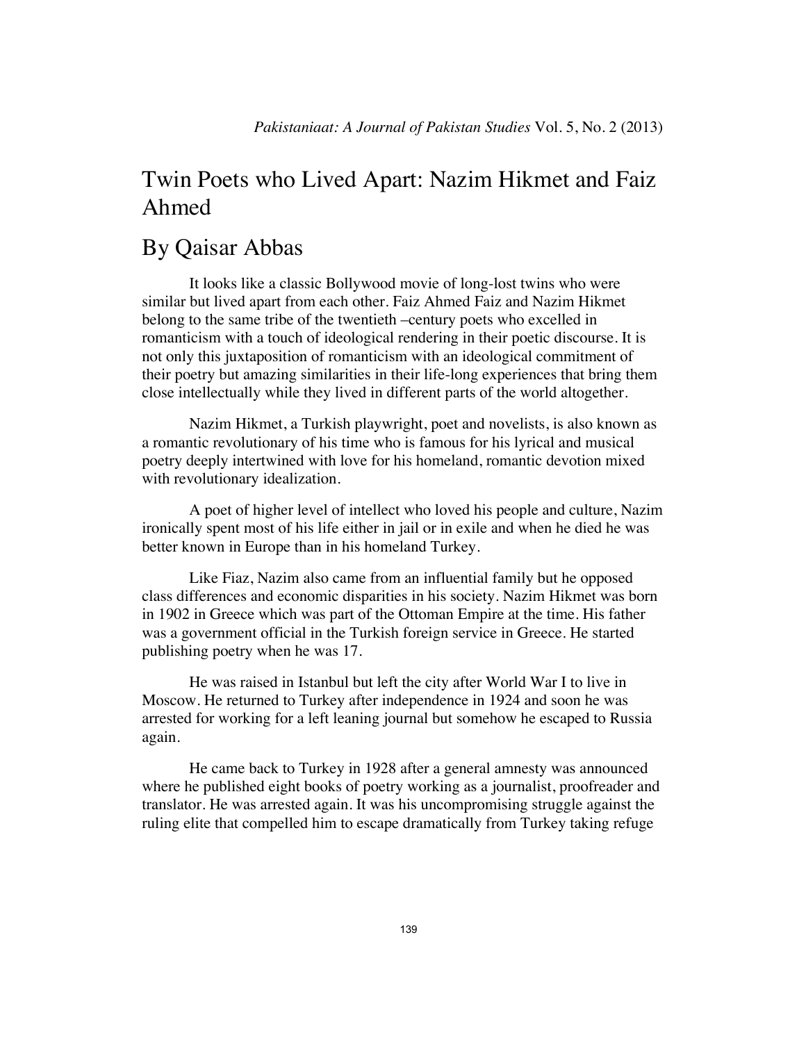# Twin Poets who Lived Apart: Nazim Hikmet and Faiz Ahmed

## By Qaisar Abbas

It looks like a classic Bollywood movie of long-lost twins who were similar but lived apart from each other. Faiz Ahmed Faiz and Nazim Hikmet belong to the same tribe of the twentieth –century poets who excelled in romanticism with a touch of ideological rendering in their poetic discourse. It is not only this juxtaposition of romanticism with an ideological commitment of their poetry but amazing similarities in their life-long experiences that bring them close intellectually while they lived in different parts of the world altogether.

Nazim Hikmet, a Turkish playwright, poet and novelists, is also known as a romantic revolutionary of his time who is famous for his lyrical and musical poetry deeply intertwined with love for his homeland, romantic devotion mixed with revolutionary idealization.

A poet of higher level of intellect who loved his people and culture, Nazim ironically spent most of his life either in jail or in exile and when he died he was better known in Europe than in his homeland Turkey.

Like Fiaz, Nazim also came from an influential family but he opposed class differences and economic disparities in his society. Nazim Hikmet was born in 1902 in Greece which was part of the Ottoman Empire at the time. His father was a government official in the Turkish foreign service in Greece. He started publishing poetry when he was 17.

He was raised in Istanbul but left the city after World War I to live in Moscow. He returned to Turkey after independence in 1924 and soon he was arrested for working for a left leaning journal but somehow he escaped to Russia again.

He came back to Turkey in 1928 after a general amnesty was announced where he published eight books of poetry working as a journalist, proofreader and translator. He was arrested again. It was his uncompromising struggle against the ruling elite that compelled him to escape dramatically from Turkey taking refuge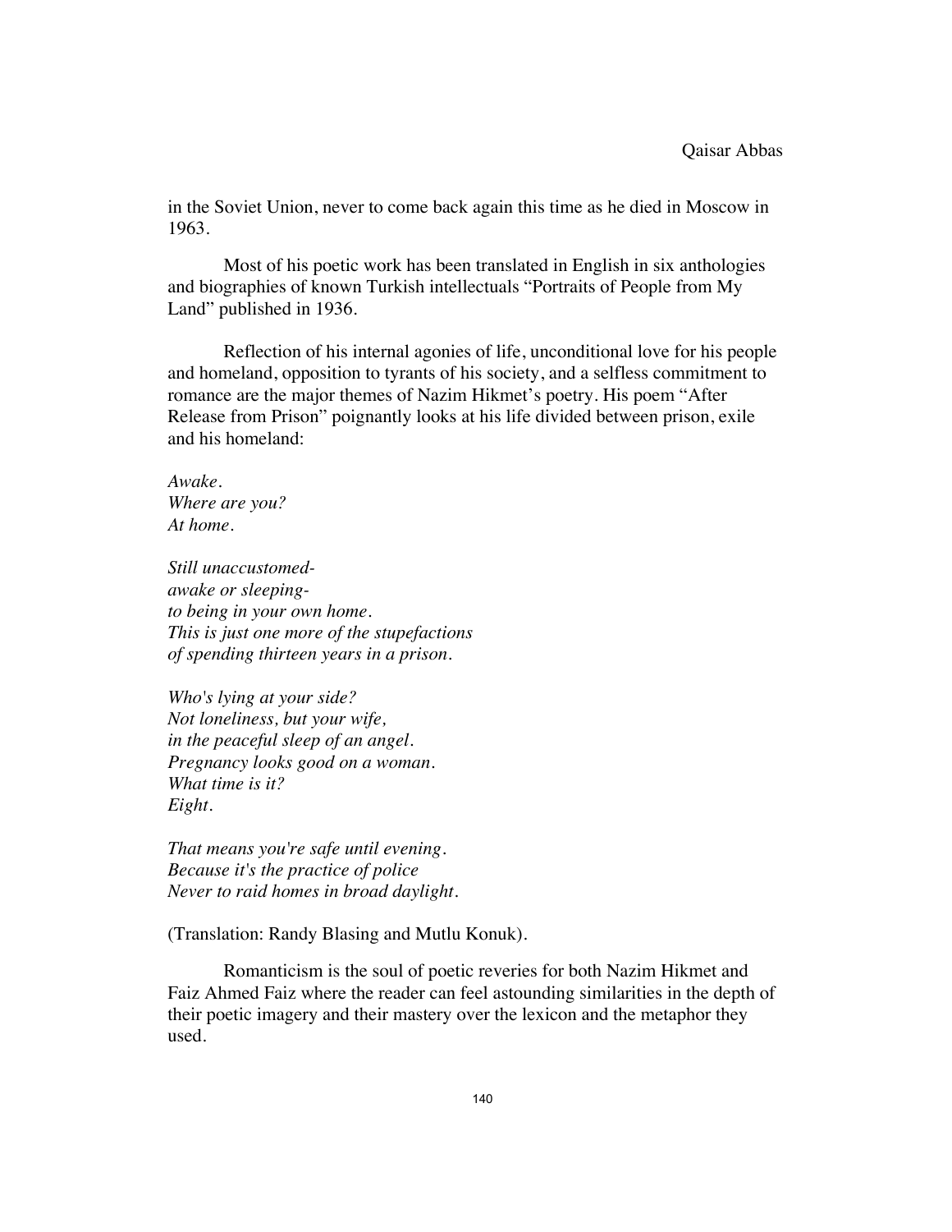in the Soviet Union, never to come back again this time as he died in Moscow in 1963.

Most of his poetic work has been translated in English in six anthologies and biographies of known Turkish intellectuals "Portraits of People from My Land" published in 1936.

Reflection of his internal agonies of life, unconditional love for his people and homeland, opposition to tyrants of his society, and a selfless commitment to romance are the major themes of Nazim Hikmet's poetry. His poem "After Release from Prison" poignantly looks at his life divided between prison, exile and his homeland:

*Awake.*
*Where are you?*
*At home.*

*Still unaccustomed-*
*awake or sleeping-*
*to being in your own home.*
*This is just one more of the stupefactions*
*of spending thirteen years in a prison.*

*Who's lying at your side?*
*Not loneliness, but your wife,*
*in the peaceful sleep of an angel.*
*Pregnancy looks good on a woman.*
*What time is it?*
*Eight.*

*That means you're safe until evening.*
*Because it's the practice of police*
*Never to raid homes in broad daylight.*

(Translation: Randy Blasing and Mutlu Konuk).

Romanticism is the soul of poetic reveries for both Nazim Hikmet and Faiz Ahmed Faiz where the reader can feel astounding similarities in the depth of their poetic imagery and their mastery over the lexicon and the metaphor they used.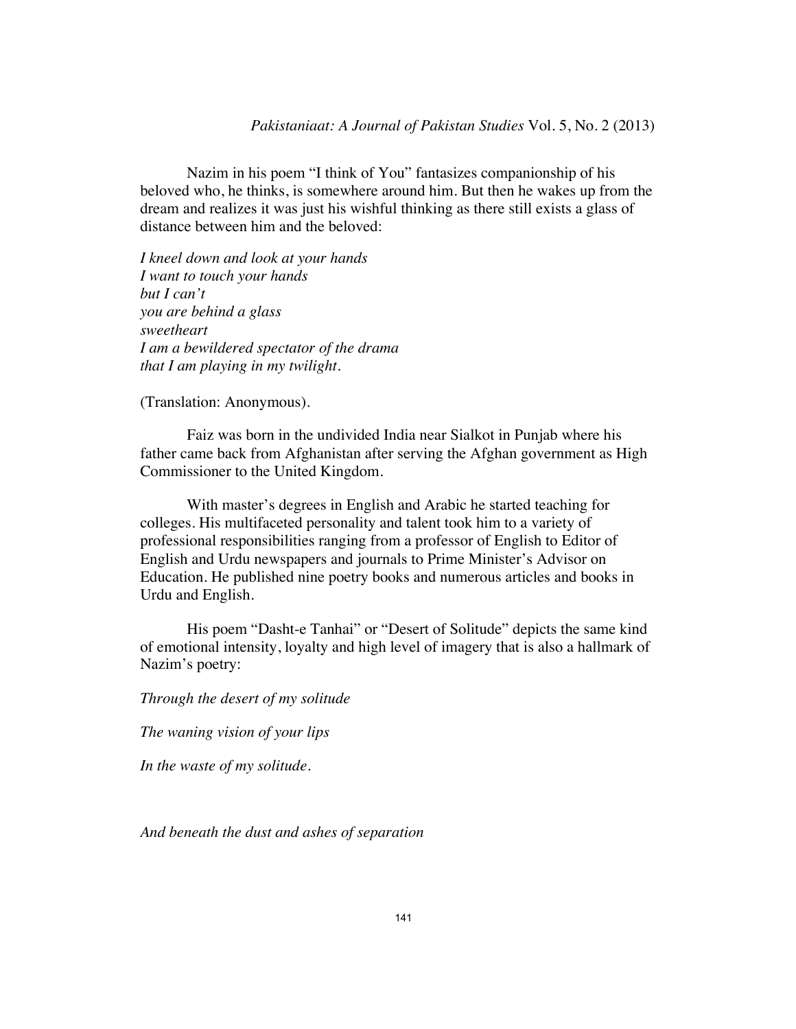Nazim in his poem "I think of You" fantasizes companionship of his beloved who, he thinks, is somewhere around him. But then he wakes up from the dream and realizes it was just his wishful thinking as there still exists a glass of distance between him and the beloved:

*I kneel down and look at your hands*
*I want to touch your hands*
*but I can't*
*you are behind a glass*
*sweetheart*
*I am a bewildered spectator of the drama*
*that I am playing in my twilight.*

(Translation: Anonymous).

Faiz was born in the undivided India near Sialkot in Punjab where his father came back from Afghanistan after serving the Afghan government as High Commissioner to the United Kingdom.

With master's degrees in English and Arabic he started teaching for colleges. His multifaceted personality and talent took him to a variety of professional responsibilities ranging from a professor of English to Editor of English and Urdu newspapers and journals to Prime Minister's Advisor on Education. He published nine poetry books and numerous articles and books in Urdu and English.

His poem "Dasht-e Tanhai" or "Desert of Solitude" depicts the same kind of emotional intensity, loyalty and high level of imagery that is also a hallmark of Nazim's poetry:

*Through the desert of my solitude*

*The waning vision of your lips*

*In the waste of my solitude.*

*And beneath the dust and ashes of separation*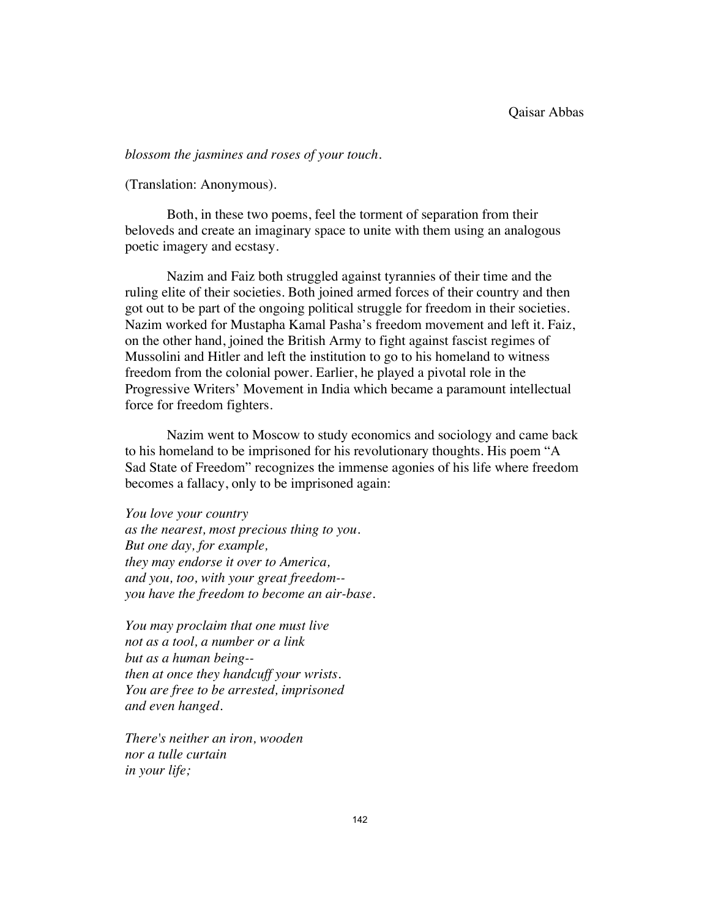*blossom the jasmines and roses of your touch.*

(Translation: Anonymous).

Both, in these two poems, feel the torment of separation from their beloveds and create an imaginary space to unite with them using an analogous poetic imagery and ecstasy.

Nazim and Faiz both struggled against tyrannies of their time and the ruling elite of their societies. Both joined armed forces of their country and then got out to be part of the ongoing political struggle for freedom in their societies. Nazim worked for Mustapha Kamal Pasha's freedom movement and left it. Faiz, on the other hand, joined the British Army to fight against fascist regimes of Mussolini and Hitler and left the institution to go to his homeland to witness freedom from the colonial power. Earlier, he played a pivotal role in the Progressive Writers' Movement in India which became a paramount intellectual force for freedom fighters.

Nazim went to Moscow to study economics and sociology and came back to his homeland to be imprisoned for his revolutionary thoughts. His poem "A Sad State of Freedom" recognizes the immense agonies of his life where freedom becomes a fallacy, only to be imprisoned again:

*You love your country*
*as the nearest, most precious thing to you.*
*But one day, for example,*
*they may endorse it over to America,*
*and you, too, with your great freedom--*
*you have the freedom to become an air-base.*

*You may proclaim that one must live*
*not as a tool, a number or a link*
*but as a human being--*
*then at once they handcuff your wrists.*
*You are free to be arrested, imprisoned*
*and even hanged.*

*There's neither an iron, wooden*
*nor a tulle curtain*
*in your life;*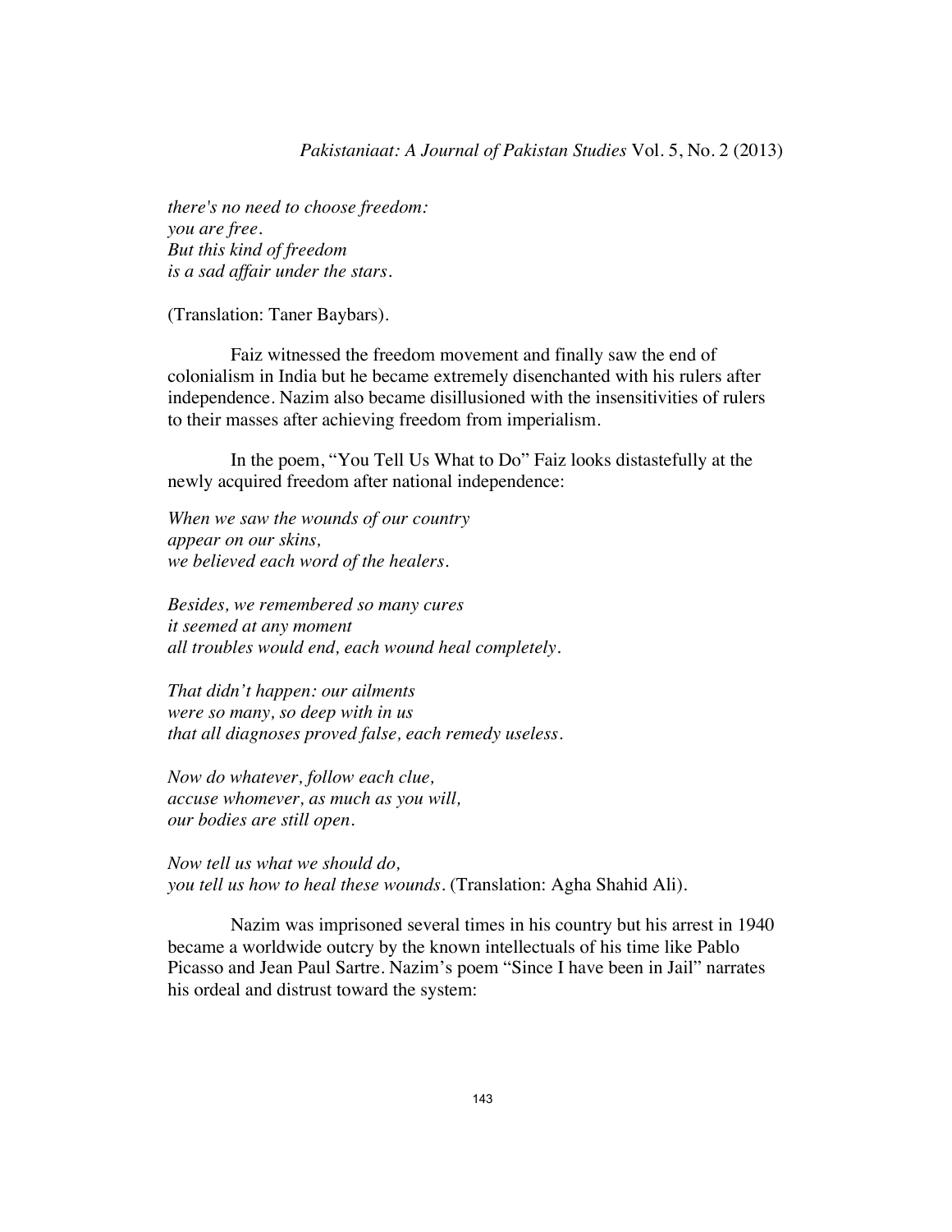*there's no need to choose freedom:*  
*you are free.*  
*But this kind of freedom*  
*is a sad affair under the stars.*

(Translation: Taner Baybars).

Faiz witnessed the freedom movement and finally saw the end of colonialism in India but he became extremely disenchanted with his rulers after independence. Nazim also became disillusioned with the insensitivities of rulers to their masses after achieving freedom from imperialism.

In the poem, "You Tell Us What to Do" Faiz looks distastefully at the newly acquired freedom after national independence:

*When we saw the wounds of our country*  
*appear on our skins,*  
*we believed each word of the healers.*

*Besides, we remembered so many cures*  
*it seemed at any moment*  
*all troubles would end, each wound heal completely.*

*That didn't happen: our ailments*  
*were so many, so deep with in us*  
*that all diagnoses proved false, each remedy useless.*

*Now do whatever, follow each clue,*  
*accuse whomever, as much as you will,*  
*our bodies are still open.*

*Now tell us what we should do,*  
*you tell us how to heal these wounds.* (Translation: Agha Shahid Ali).

Nazim was imprisoned several times in his country but his arrest in 1940 became a worldwide outcry by the known intellectuals of his time like Pablo Picasso and Jean Paul Sartre. Nazim's poem "Since I have been in Jail" narrates his ordeal and distrust toward the system: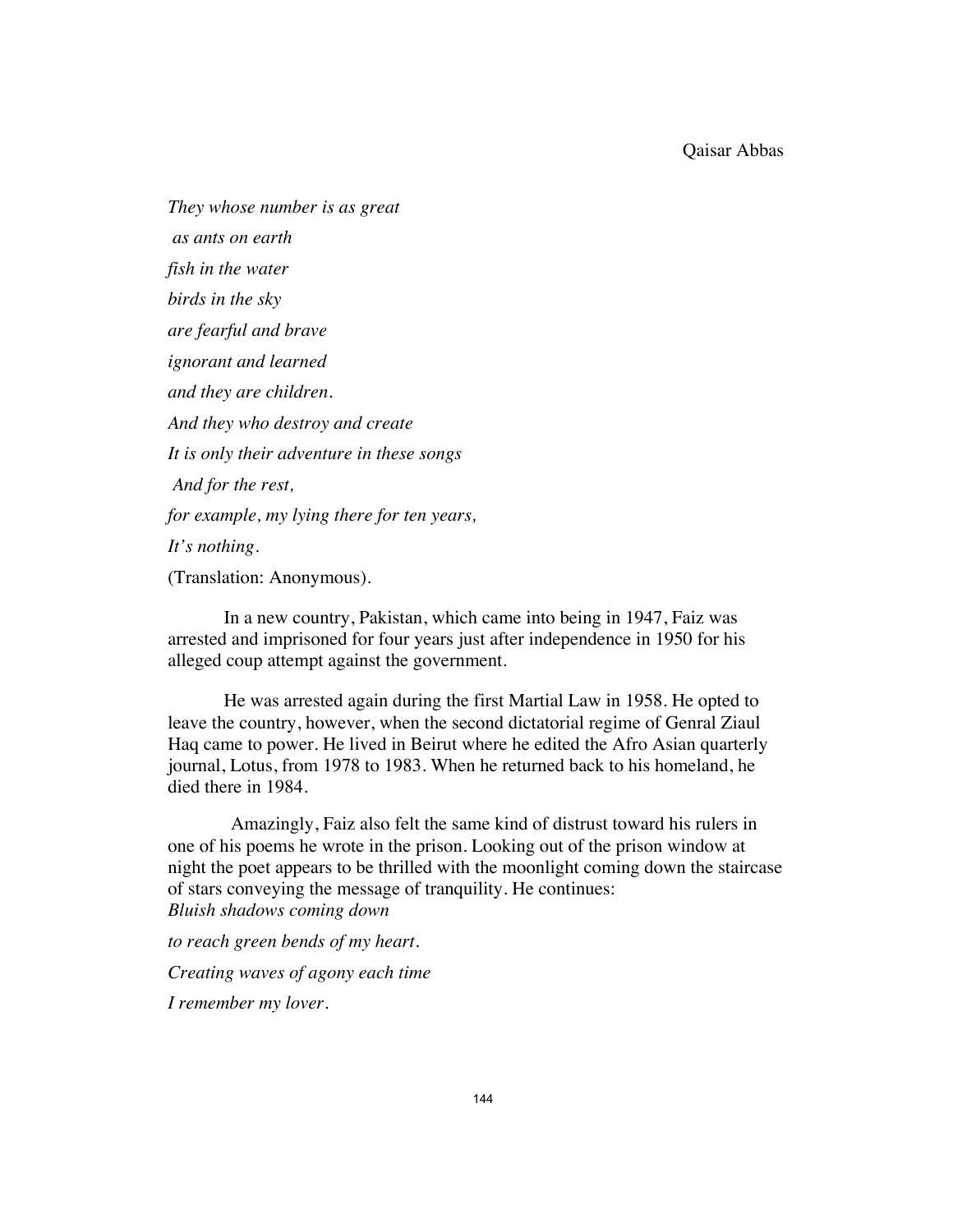*They whose number is as great*

*as ants on earth*

*fish in the water*

*birds in the sky*

*are fearful and brave*

*ignorant and learned*

*and they are children.*

*And they who destroy and create*

*It is only their adventure in these songs*

*And for the rest,*

*for example, my lying there for ten years,*

*It's nothing.*

(Translation: Anonymous).

In a new country, Pakistan, which came into being in 1947, Faiz was arrested and imprisoned for four years just after independence in 1950 for his alleged coup attempt against the government.

He was arrested again during the first Martial Law in 1958. He opted to leave the country, however, when the second dictatorial regime of Genral Ziaul Haq came to power. He lived in Beirut where he edited the Afro Asian quarterly journal, Lotus, from 1978 to 1983. When he returned back to his homeland, he died there in 1984.

Amazingly, Faiz also felt the same kind of distrust toward his rulers in one of his poems he wrote in the prison. Looking out of the prison window at night the poet appears to be thrilled with the moonlight coming down the staircase of stars conveying the message of tranquility. He continues:

*Bluish shadows coming down*

*to reach green bends of my heart.*

*Creating waves of agony each time*

*I remember my lover.*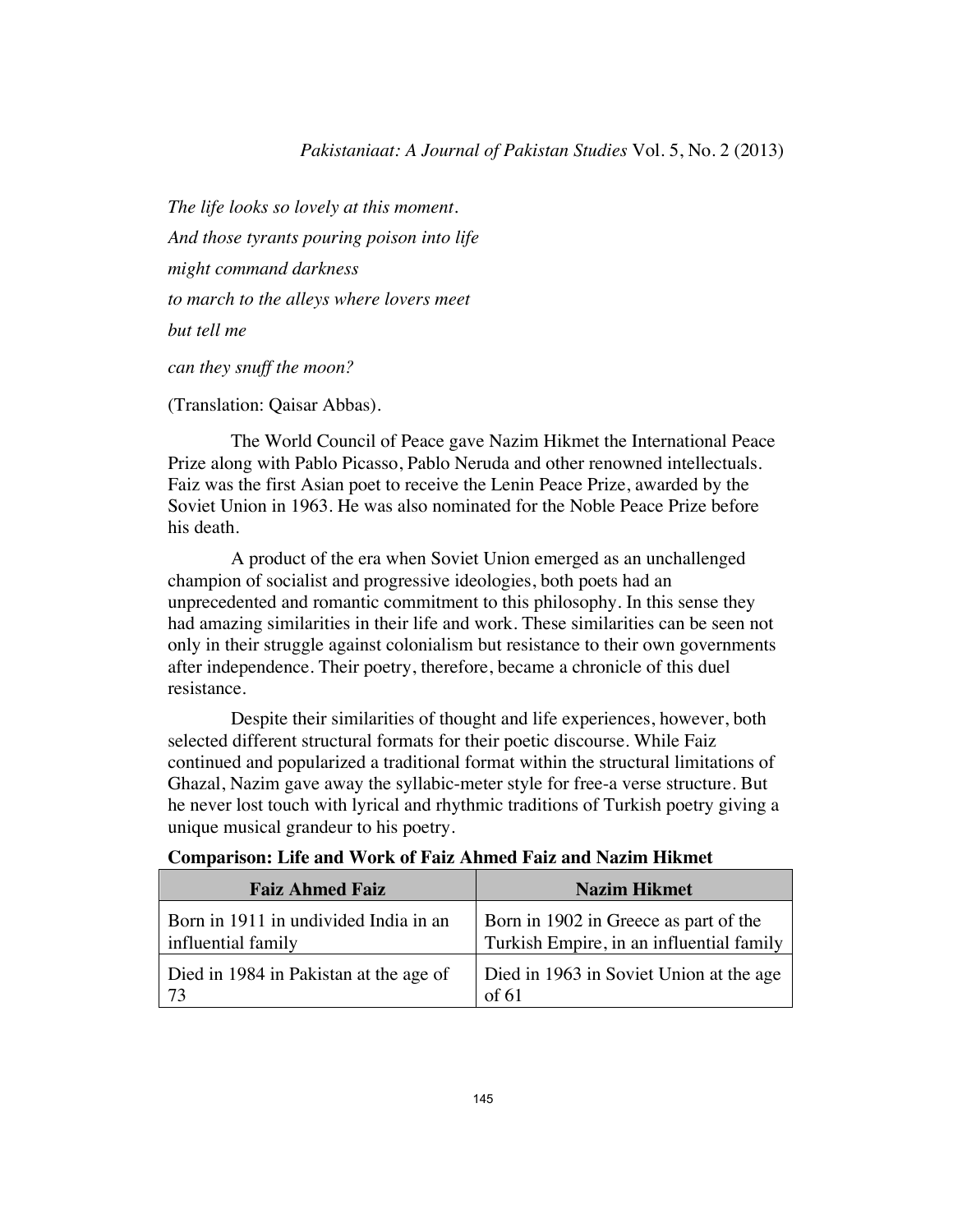*The life looks so lovely at this moment.*

*And those tyrants pouring poison into life*

*might command darkness*

*to march to the alleys where lovers meet*

*but tell me*

*can they snuff the moon?*

(Translation: Qaisar Abbas).

The World Council of Peace gave Nazim Hikmet the International Peace Prize along with Pablo Picasso, Pablo Neruda and other renowned intellectuals. Faiz was the first Asian poet to receive the Lenin Peace Prize, awarded by the Soviet Union in 1963. He was also nominated for the Noble Peace Prize before his death.

A product of the era when Soviet Union emerged as an unchallenged champion of socialist and progressive ideologies, both poets had an unprecedented and romantic commitment to this philosophy. In this sense they had amazing similarities in their life and work. These similarities can be seen not only in their struggle against colonialism but resistance to their own governments after independence. Their poetry, therefore, became a chronicle of this duel resistance.

Despite their similarities of thought and life experiences, however, both selected different structural formats for their poetic discourse. While Faiz continued and popularized a traditional format within the structural limitations of Ghazal, Nazim gave away the syllabic-meter style for free-a verse structure. But he never lost touch with lyrical and rhythmic traditions of Turkish poetry giving a unique musical grandeur to his poetry.

**Comparison: Life and Work of Faiz Ahmed Faiz and Nazim Hikmet**

| Faiz Ahmed Faiz | Nazim Hikmet |
|---|---|
| Born in 1911 in undivided India in an influential family | Born in 1902 in Greece as part of the Turkish Empire, in an influential family |
| Died in 1984 in Pakistan at the age of 73 | Died in 1963 in Soviet Union at the age of 61 |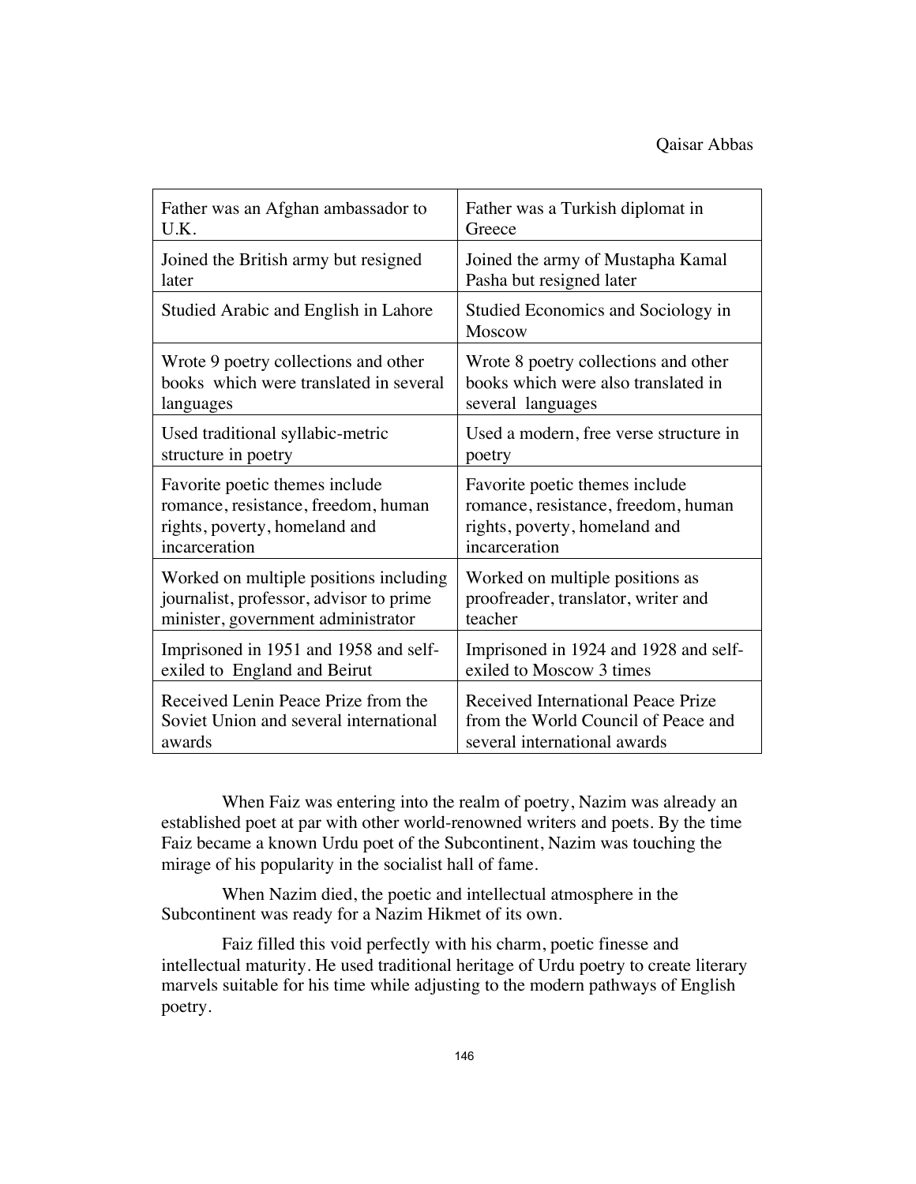| Father was an Afghan ambassador to U.K. | Father was a Turkish diplomat in Greece |
|---|---|
| Joined the British army but resigned later | Joined the army of Mustapha Kamal Pasha but resigned later |
| Studied Arabic and English in Lahore | Studied Economics and Sociology in Moscow |
| Wrote 9 poetry collections and other books which were translated in several languages | Wrote 8 poetry collections and other books which were also translated in several languages |
| Used traditional syllabic-metric structure in poetry | Used a modern, free verse structure in poetry |
| Favorite poetic themes include romance, resistance, freedom, human rights, poverty, homeland and incarceration | Favorite poetic themes include romance, resistance, freedom, human rights, poverty, homeland and incarceration |
| Worked on multiple positions including journalist, professor, advisor to prime minister, government administrator | Worked on multiple positions as proofreader, translator, writer and teacher |
| Imprisoned in 1951 and 1958 and self-exiled to England and Beirut | Imprisoned in 1924 and 1928 and self-exiled to Moscow 3 times |
| Received Lenin Peace Prize from the Soviet Union and several international awards | Received International Peace Prize from the World Council of Peace and several international awards |

When Faiz was entering into the realm of poetry, Nazim was already an established poet at par with other world-renowned writers and poets. By the time Faiz became a known Urdu poet of the Subcontinent, Nazim was touching the mirage of his popularity in the socialist hall of fame.

When Nazim died, the poetic and intellectual atmosphere in the Subcontinent was ready for a Nazim Hikmet of its own.

Faiz filled this void perfectly with his charm, poetic finesse and intellectual maturity. He used traditional heritage of Urdu poetry to create literary marvels suitable for his time while adjusting to the modern pathways of English poetry.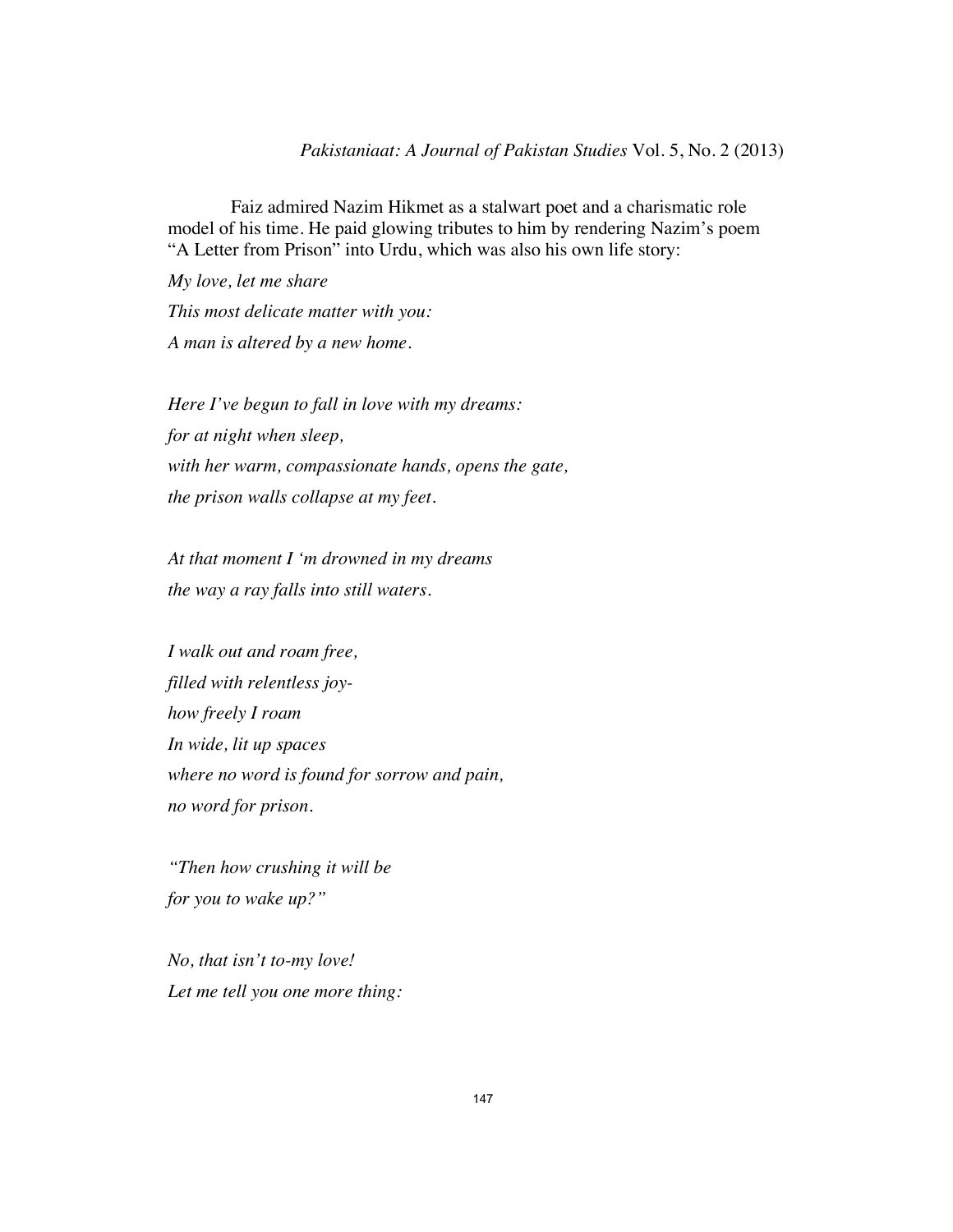Faiz admired Nazim Hikmet as a stalwart poet and a charismatic role model of his time. He paid glowing tributes to him by rendering Nazim's poem "A Letter from Prison" into Urdu, which was also his own life story:

*My love, let me share*  
*This most delicate matter with you:*  
*A man is altered by a new home.*

*Here I've begun to fall in love with my dreams:*  
*for at night when sleep,*  
*with her warm, compassionate hands, opens the gate,*  
*the prison walls collapse at my feet.*

*At that moment I 'm drowned in my dreams*  
*the way a ray falls into still waters.*

*I walk out and roam free,*  
*filled with relentless joy-*  
*how freely I roam*  
*In wide, lit up spaces*  
*where no word is found for sorrow and pain,*  
*no word for prison.*

*"Then how crushing it will be*  
*for you to wake up?"*

*No, that isn't to-my love!*  
*Let me tell you one more thing:*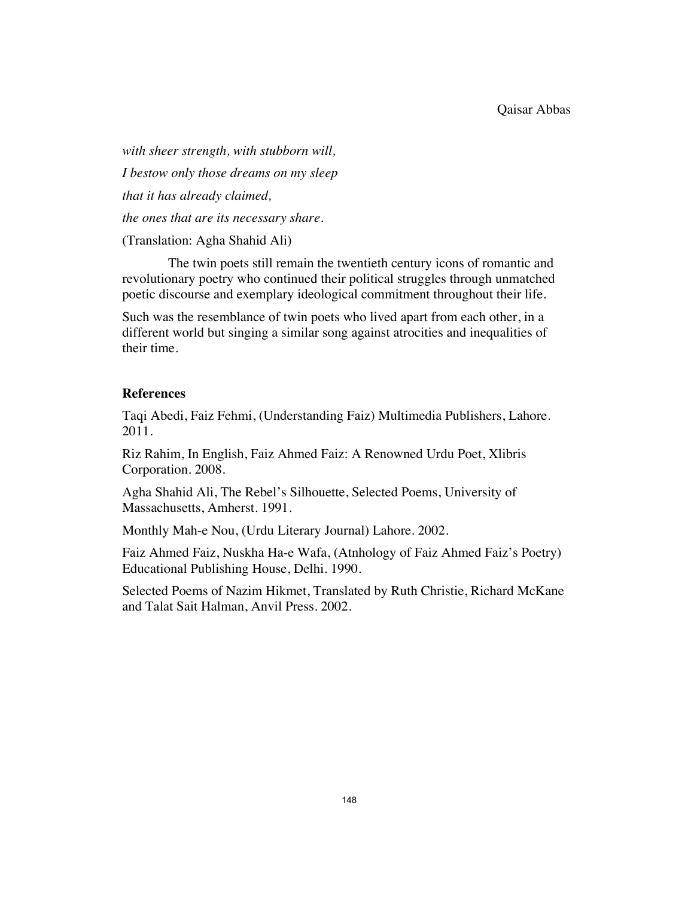*with sheer strength, with stubborn will,*

*I bestow only those dreams on my sleep*

*that it has already claimed,*

*the ones that are its necessary share.*

(Translation: Agha Shahid Ali)

The twin poets still remain the twentieth century icons of romantic and revolutionary poetry who continued their political struggles through unmatched poetic discourse and exemplary ideological commitment throughout their life.

Such was the resemblance of twin poets who lived apart from each other, in a different world but singing a similar song against atrocities and inequalities of their time.

## References

Taqi Abedi, Faiz Fehmi, (Understanding Faiz) Multimedia Publishers, Lahore. 2011.

Riz Rahim, In English, Faiz Ahmed Faiz: A Renowned Urdu Poet, Xlibris Corporation. 2008.

Agha Shahid Ali, The Rebel's Silhouette, Selected Poems, University of Massachusetts, Amherst. 1991.

Monthly Mah-e Nou, (Urdu Literary Journal) Lahore. 2002.

Faiz Ahmed Faiz, Nuskha Ha-e Wafa, (Atnhology of Faiz Ahmed Faiz's Poetry) Educational Publishing House, Delhi. 1990.

Selected Poems of Nazim Hikmet, Translated by Ruth Christie, Richard McKane and Talat Sait Halman, Anvil Press. 2002.